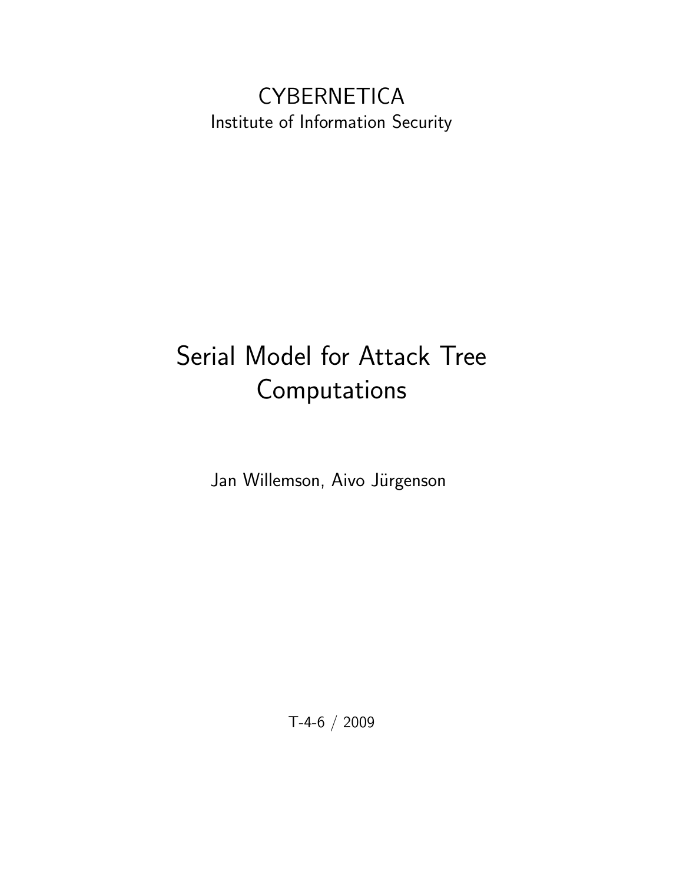CYBERNETICA

Institute of Information Security

# Serial Model for Attack Tree Computations

Jan Willemson, Aivo Jürgenson

T-4-6 / 2009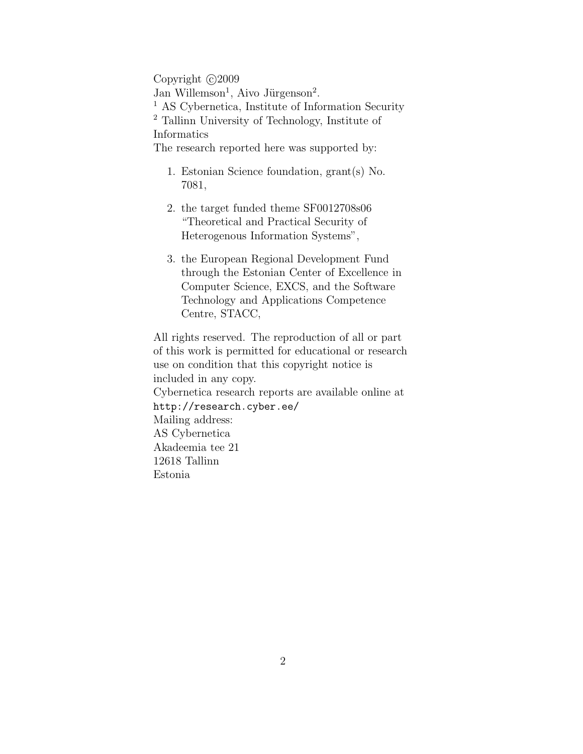Copyright ©2009

Jan Willemson[1], Aivo Jürgenson[2].

[1] AS Cybernetica, Institute of Information Security

[2] Tallinn University of Technology, Institute of Informatics

The research reported here was supported by:

1. Estonian Science foundation, grant(s) No. 7081,
2. the target funded theme SF0012708s06 "Theoretical and Practical Security of Heterogenous Information Systems",
3. the European Regional Development Fund through the Estonian Center of Excellence in Computer Science, EXCS, and the Software Technology and Applications Competence Centre, STACC,

All rights reserved. The reproduction of all or part of this work is permitted for educational or research use on condition that this copyright notice is included in any copy.

Cybernetica research reports are available online at `http://research.cyber.ee/`

Mailing address:
AS Cybernetica
Akadeemia tee 21
12618 Tallinn
Estonia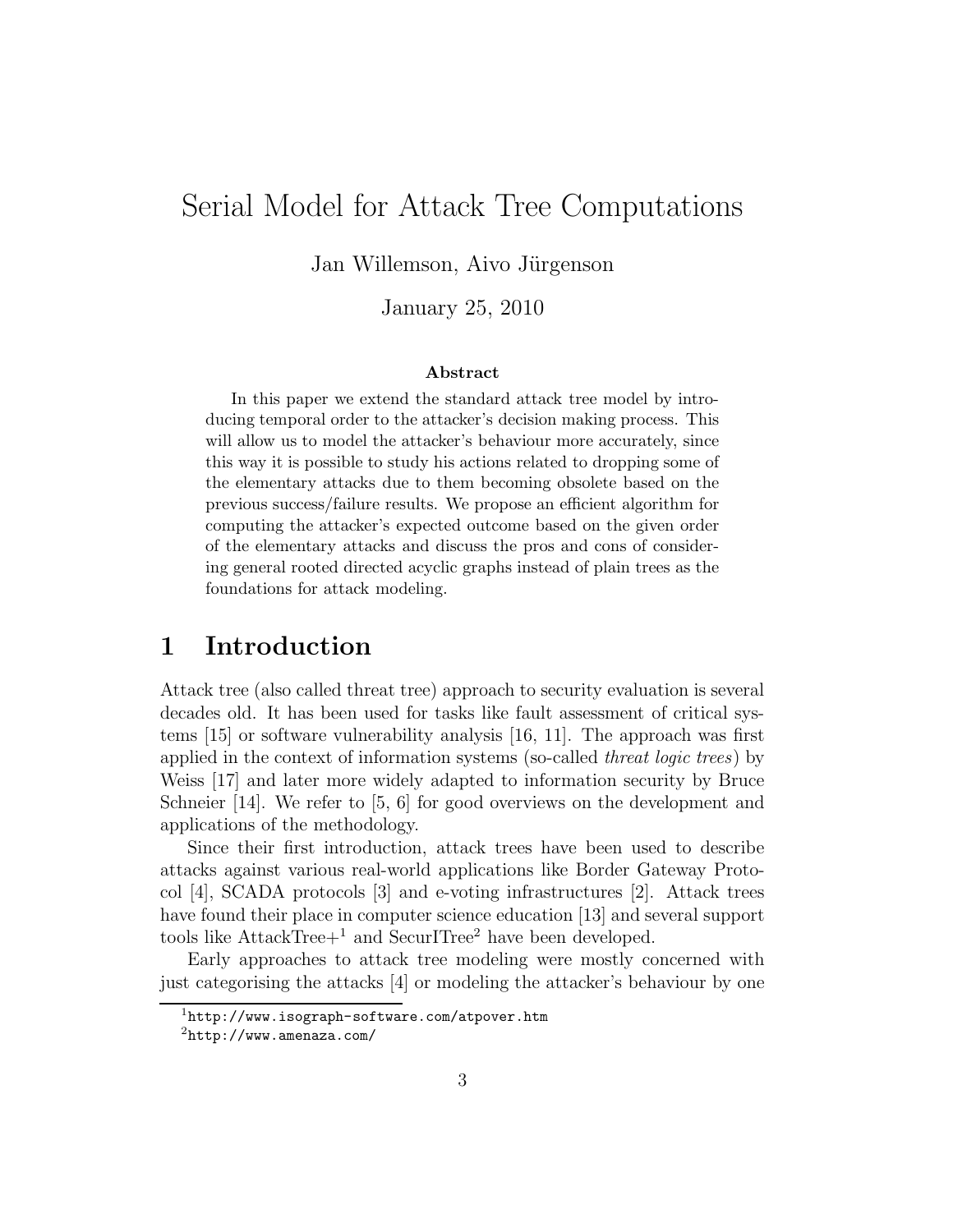# Serial Model for Attack Tree Computations

Jan Willemson, Aivo Jürgenson

January 25, 2010

### Abstract

In this paper we extend the standard attack tree model by introducing temporal order to the attacker's decision making process. This will allow us to model the attacker's behaviour more accurately, since this way it is possible to study his actions related to dropping some of the elementary attacks due to them becoming obsolete based on the previous success/failure results. We propose an efficient algorithm for computing the attacker's expected outcome based on the given order of the elementary attacks and discuss the pros and cons of considering general rooted directed acyclic graphs instead of plain trees as the foundations for attack modeling.

## 1 Introduction

Attack tree (also called threat tree) approach to security evaluation is several decades old. It has been used for tasks like fault assessment of critical systems [15] or software vulnerability analysis [16, 11]. The approach was first applied in the context of information systems (so-called *threat logic trees*) by Weiss [17] and later more widely adapted to information security by Bruce Schneier [14]. We refer to [5, 6] for good overviews on the development and applications of the methodology.

Since their first introduction, attack trees have been used to describe attacks against various real-world applications like Border Gateway Protocol [4], SCADA protocols [3] and e-voting infrastructures [2]. Attack trees have found their place in computer science education [13] and several support tools like AttackTree+[1] and SecurITree[2] have been developed.

Early approaches to attack tree modeling were mostly concerned with just categorising the attacks [4] or modeling the attacker's behaviour by one

[1] http://www.isograph-software.com/atpover.htm

[2] http://www.amenaza.com/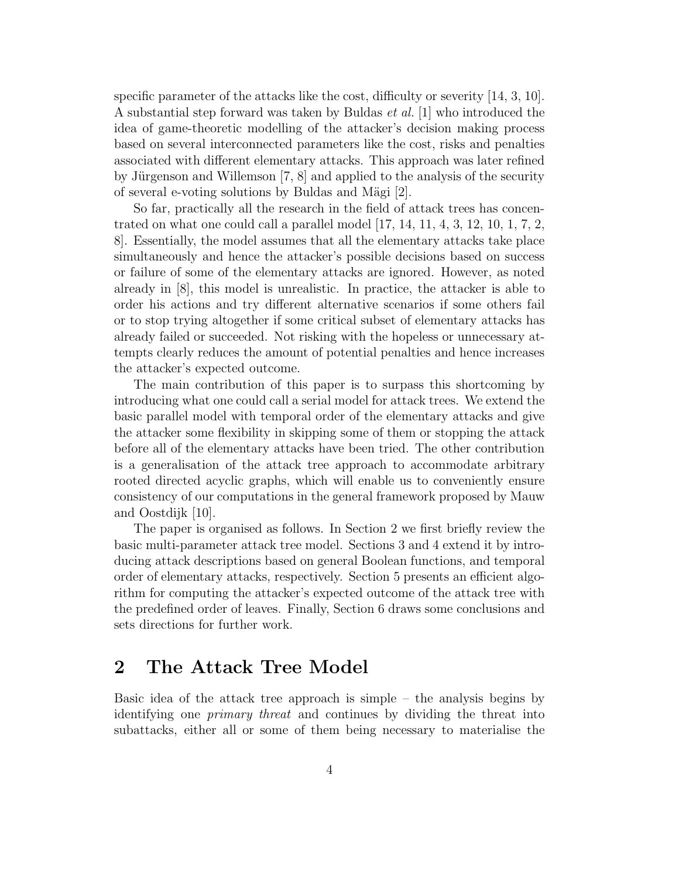specific parameter of the attacks like the cost, difficulty or severity [14, 3, 10]. A substantial step forward was taken by Buldas *et al.* [1] who introduced the idea of game-theoretic modelling of the attacker's decision making process based on several interconnected parameters like the cost, risks and penalties associated with different elementary attacks. This approach was later refined by Jürgenson and Willemson [7, 8] and applied to the analysis of the security of several e-voting solutions by Buldas and Mägi [2].

So far, practically all the research in the field of attack trees has concentrated on what one could call a parallel model [17, 14, 11, 4, 3, 12, 10, 1, 7, 2, 8]. Essentially, the model assumes that all the elementary attacks take place simultaneously and hence the attacker's possible decisions based on success or failure of some of the elementary attacks are ignored. However, as noted already in [8], this model is unrealistic. In practice, the attacker is able to order his actions and try different alternative scenarios if some others fail or to stop trying altogether if some critical subset of elementary attacks has already failed or succeeded. Not risking with the hopeless or unnecessary attempts clearly reduces the amount of potential penalties and hence increases the attacker's expected outcome.

The main contribution of this paper is to surpass this shortcoming by introducing what one could call a serial model for attack trees. We extend the basic parallel model with temporal order of the elementary attacks and give the attacker some flexibility in skipping some of them or stopping the attack before all of the elementary attacks have been tried. The other contribution is a generalisation of the attack tree approach to accommodate arbitrary rooted directed acyclic graphs, which will enable us to conveniently ensure consistency of our computations in the general framework proposed by Mauw and Oostdijk [10].

The paper is organised as follows. In Section 2 we first briefly review the basic multi-parameter attack tree model. Sections 3 and 4 extend it by introducing attack descriptions based on general Boolean functions, and temporal order of elementary attacks, respectively. Section 5 presents an efficient algorithm for computing the attacker's expected outcome of the attack tree with the predefined order of leaves. Finally, Section 6 draws some conclusions and sets directions for further work.

## 2 The Attack Tree Model

Basic idea of the attack tree approach is simple – the analysis begins by identifying one *primary threat* and continues by dividing the threat into subattacks, either all or some of them being necessary to materialise the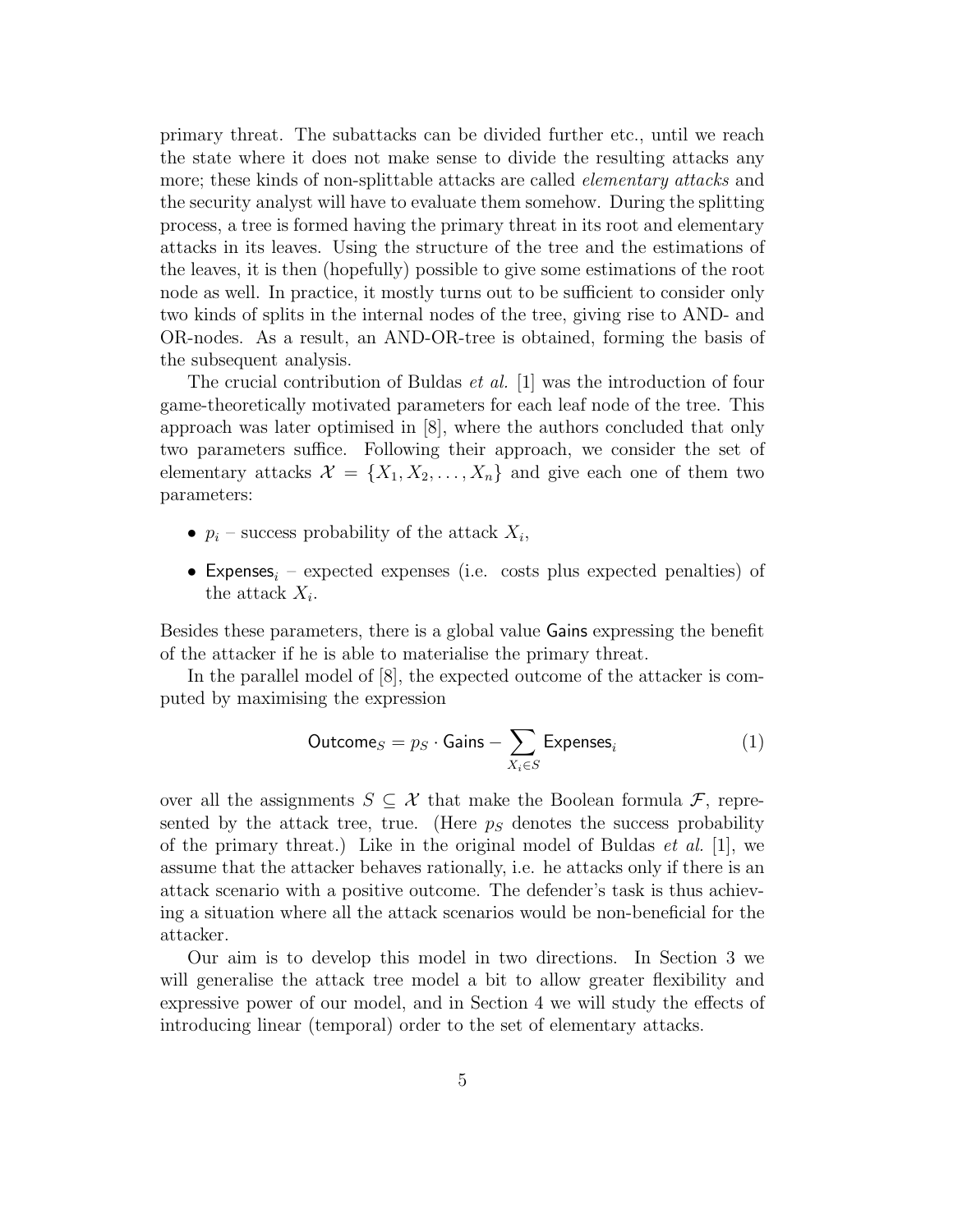primary threat. The subattacks can be divided further etc., until we reach the state where it does not make sense to divide the resulting attacks any more; these kinds of non-splittable attacks are called *elementary attacks* and the security analyst will have to evaluate them somehow. During the splitting process, a tree is formed having the primary threat in its root and elementary attacks in its leaves. Using the structure of the tree and the estimations of the leaves, it is then (hopefully) possible to give some estimations of the root node as well. In practice, it mostly turns out to be sufficient to consider only two kinds of splits in the internal nodes of the tree, giving rise to AND- and OR-nodes. As a result, an AND-OR-tree is obtained, forming the basis of the subsequent analysis.

The crucial contribution of Buldas *et al.* [1] was the introduction of four game-theoretically motivated parameters for each leaf node of the tree. This approach was later optimised in [8], where the authors concluded that only two parameters suffice. Following their approach, we consider the set of elementary attacks $\mathcal{X} = \{X_1, X_2, \ldots, X_n\}$ and give each one of them two parameters:

- $p_i$ – success probability of the attack $X_i$,
- $\mathsf{Expenses}_i$ – expected expenses (i.e. costs plus expected penalties) of the attack $X_i$.

Besides these parameters, there is a global value $\mathsf{Gains}$ expressing the benefit of the attacker if he is able to materialise the primary threat.

In the parallel model of [8], the expected outcome of the attacker is computed by maximising the expression

$$\mathsf{Outcome}_S = p_S \cdot \mathsf{Gains} - \sum_{X_i \in S} \mathsf{Expenses}_i \tag{1}$$

over all the assignments $S \subseteq \mathcal{X}$ that make the Boolean formula $\mathcal{F}$, represented by the attack tree, true. (Here $p_S$ denotes the success probability of the primary threat.) Like in the original model of Buldas *et al.* [1], we assume that the attacker behaves rationally, i.e. he attacks only if there is an attack scenario with a positive outcome. The defender's task is thus achieving a situation where all the attack scenarios would be non-beneficial for the attacker.

Our aim is to develop this model in two directions. In Section 3 we will generalise the attack tree model a bit to allow greater flexibility and expressive power of our model, and in Section 4 we will study the effects of introducing linear (temporal) order to the set of elementary attacks.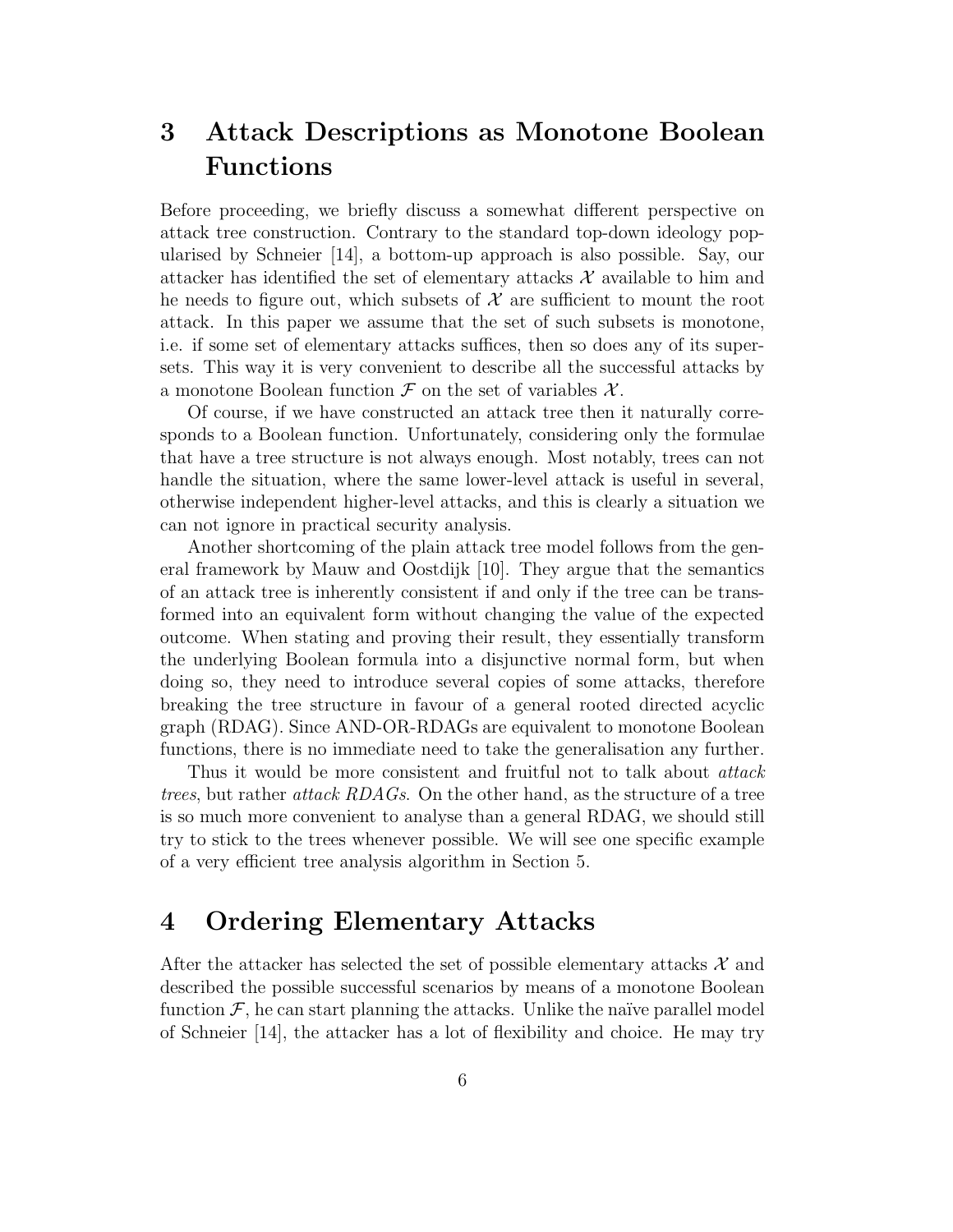# 3 Attack Descriptions as Monotone Boolean Functions

Before proceeding, we briefly discuss a somewhat different perspective on attack tree construction. Contrary to the standard top-down ideology popularised by Schneier [14], a bottom-up approach is also possible. Say, our attacker has identified the set of elementary attacks $\mathcal{X}$ available to him and he needs to figure out, which subsets of $\mathcal{X}$ are sufficient to mount the root attack. In this paper we assume that the set of such subsets is monotone, i.e. if some set of elementary attacks suffices, then so does any of its supersets. This way it is very convenient to describe all the successful attacks by a monotone Boolean function $\mathcal{F}$ on the set of variables $\mathcal{X}$.

Of course, if we have constructed an attack tree then it naturally corresponds to a Boolean function. Unfortunately, considering only the formulae that have a tree structure is not always enough. Most notably, trees can not handle the situation, where the same lower-level attack is useful in several, otherwise independent higher-level attacks, and this is clearly a situation we can not ignore in practical security analysis.

Another shortcoming of the plain attack tree model follows from the general framework by Mauw and Oostdijk [10]. They argue that the semantics of an attack tree is inherently consistent if and only if the tree can be transformed into an equivalent form without changing the value of the expected outcome. When stating and proving their result, they essentially transform the underlying Boolean formula into a disjunctive normal form, but when doing so, they need to introduce several copies of some attacks, therefore breaking the tree structure in favour of a general rooted directed acyclic graph (RDAG). Since AND-OR-RDAGs are equivalent to monotone Boolean functions, there is no immediate need to take the generalisation any further.

Thus it would be more consistent and fruitful not to talk about *attack trees*, but rather *attack RDAGs*. On the other hand, as the structure of a tree is so much more convenient to analyse than a general RDAG, we should still try to stick to the trees whenever possible. We will see one specific example of a very efficient tree analysis algorithm in Section 5.

# 4 Ordering Elementary Attacks

After the attacker has selected the set of possible elementary attacks $\mathcal{X}$ and described the possible successful scenarios by means of a monotone Boolean function $\mathcal{F}$, he can start planning the attacks. Unlike the naïve parallel model of Schneier [14], the attacker has a lot of flexibility and choice. He may try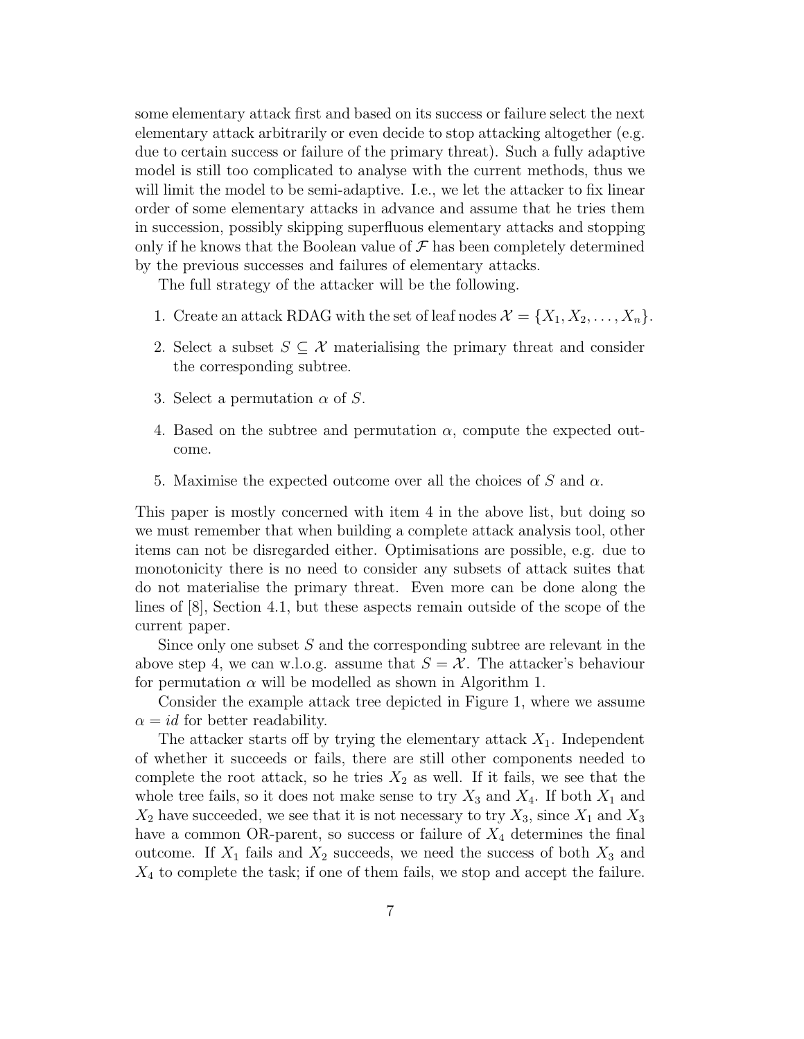some elementary attack first and based on its success or failure select the next elementary attack arbitrarily or even decide to stop attacking altogether (e.g. due to certain success or failure of the primary threat). Such a fully adaptive model is still too complicated to analyse with the current methods, thus we will limit the model to be semi-adaptive. I.e., we let the attacker to fix linear order of some elementary attacks in advance and assume that he tries them in succession, possibly skipping superfluous elementary attacks and stopping only if he knows that the Boolean value of $\mathcal{F}$ has been completely determined by the previous successes and failures of elementary attacks.

The full strategy of the attacker will be the following.

1. Create an attack RDAG with the set of leaf nodes $\mathcal{X} = \{X_1, X_2, \ldots, X_n\}$.
2. Select a subset $S \subseteq \mathcal{X}$ materialising the primary threat and consider the corresponding subtree.
3. Select a permutation $\alpha$ of $S$.
4. Based on the subtree and permutation $\alpha$, compute the expected outcome.
5. Maximise the expected outcome over all the choices of $S$ and $\alpha$.

This paper is mostly concerned with item 4 in the above list, but doing so we must remember that when building a complete attack analysis tool, other items can not be disregarded either. Optimisations are possible, e.g. due to monotonicity there is no need to consider any subsets of attack suites that do not materialise the primary threat. Even more can be done along the lines of [8], Section 4.1, but these aspects remain outside of the scope of the current paper.

Since only one subset $S$ and the corresponding subtree are relevant in the above step 4, we can w.l.o.g. assume that $S = \mathcal{X}$. The attacker's behaviour for permutation $\alpha$ will be modelled as shown in Algorithm 1.

Consider the example attack tree depicted in Figure 1, where we assume $\alpha = id$ for better readability.

The attacker starts off by trying the elementary attack $X_1$. Independent of whether it succeeds or fails, there are still other components needed to complete the root attack, so he tries $X_2$ as well. If it fails, we see that the whole tree fails, so it does not make sense to try $X_3$ and $X_4$. If both $X_1$ and $X_2$ have succeeded, we see that it is not necessary to try $X_3$, since $X_1$ and $X_3$ have a common OR-parent, so success or failure of $X_4$ determines the final outcome. If $X_1$ fails and $X_2$ succeeds, we need the success of both $X_3$ and $X_4$ to complete the task; if one of them fails, we stop and accept the failure.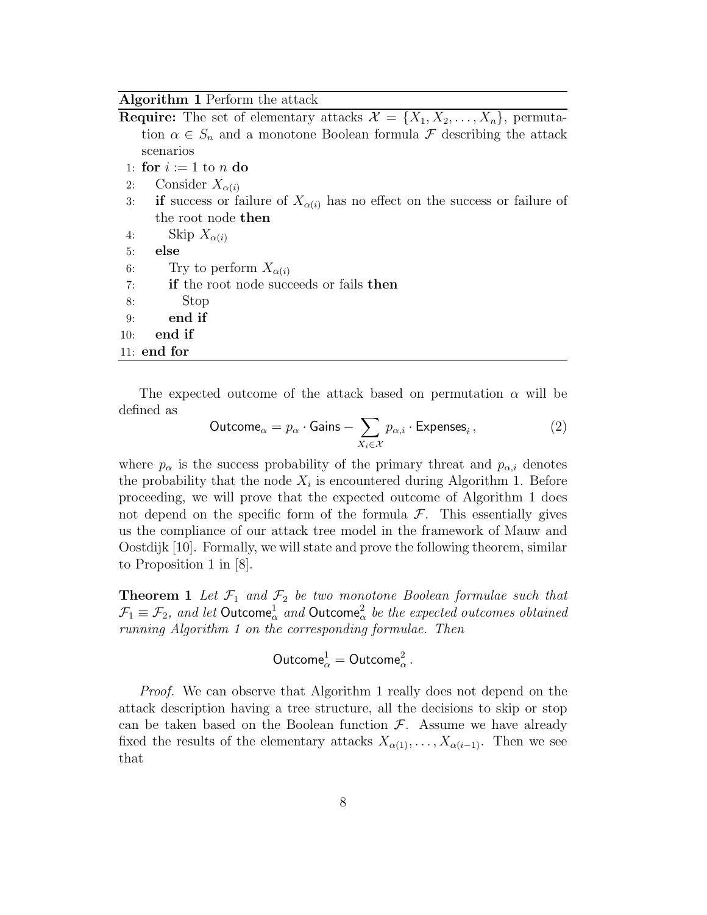**Algorithm 1** Perform the attack

**Require:** The set of elementary attacks $\mathcal{X} = \{X_1, X_2, \ldots, X_n\}$, permutation $\alpha \in S_n$ and a monotone Boolean formula $\mathcal{F}$ describing the attack scenarios

```
1:  for i := 1 to n do
2:    Consider X_α(i)
3:    if success or failure of X_α(i) has no effect on the success or failure of
      the root node then
4:      Skip X_α(i)
5:    else
6:      Try to perform X_α(i)
7:      if the root node succeeds or fails then
8:        Stop
9:      end if
10:   end if
11: end for
```

The expected outcome of the attack based on permutation $\alpha$ will be defined as

$$\mathsf{Outcome}_\alpha = p_\alpha \cdot \mathsf{Gains} - \sum_{X_i \in \mathcal{X}} p_{\alpha,i} \cdot \mathsf{Expenses}_i\,, \tag{2}$$

where $p_\alpha$ is the success probability of the primary threat and $p_{\alpha,i}$ denotes the probability that the node $X_i$ is encountered during Algorithm 1. Before proceeding, we will prove that the expected outcome of Algorithm 1 does not depend on the specific form of the formula $\mathcal{F}$. This essentially gives us the compliance of our attack tree model in the framework of Mauw and Oostdijk [10]. Formally, we will state and prove the following theorem, similar to Proposition 1 in [8].

**Theorem 1** *Let $\mathcal{F}_1$ and $\mathcal{F}_2$ be two monotone Boolean formulae such that $\mathcal{F}_1 \equiv \mathcal{F}_2$, and let $\mathsf{Outcome}^1_\alpha$ and $\mathsf{Outcome}^2_\alpha$ be the expected outcomes obtained running Algorithm 1 on the corresponding formulae. Then*

$$\mathsf{Outcome}^1_\alpha = \mathsf{Outcome}^2_\alpha\,.$$

*Proof.* We can observe that Algorithm 1 really does not depend on the attack description having a tree structure, all the decisions to skip or stop can be taken based on the Boolean function $\mathcal{F}$. Assume we have already fixed the results of the elementary attacks $X_{\alpha(1)}, \ldots, X_{\alpha(i-1)}$. Then we see that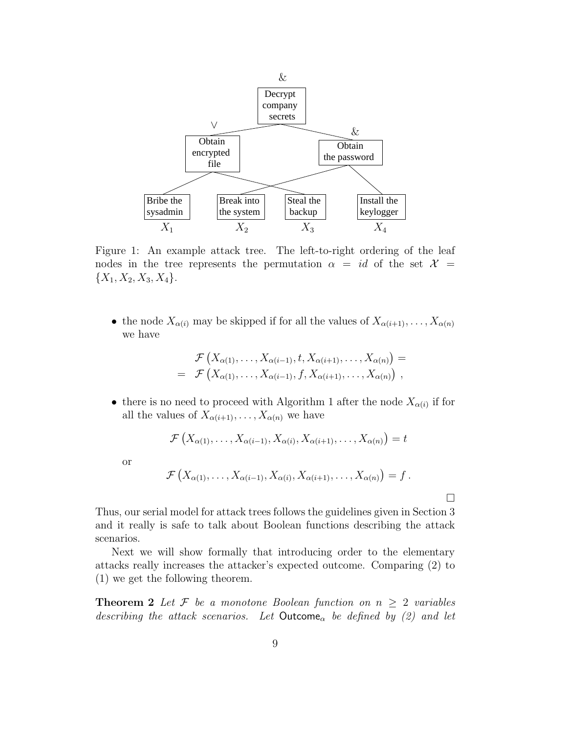Figure 1: An example attack tree. The left-to-right ordering of the leaf nodes in the tree represents the permutation $\alpha = id$ of the set $\mathcal{X} = \{X_1, X_2, X_3, X_4\}$.

- the node $X_{\alpha(i)}$ may be skipped if for all the values of $X_{\alpha(i+1)}, \ldots, X_{\alpha(n)}$ we have

$$\begin{aligned} & \mathcal{F}\left(X_{\alpha(1)}, \ldots, X_{\alpha(i-1)}, t, X_{\alpha(i+1)}, \ldots, X_{\alpha(n)}\right) = \\ = \;& \mathcal{F}\left(X_{\alpha(1)}, \ldots, X_{\alpha(i-1)}, f, X_{\alpha(i+1)}, \ldots, X_{\alpha(n)}\right) , \end{aligned}$$

- there is no need to proceed with Algorithm 1 after the node $X_{\alpha(i)}$ if for all the values of $X_{\alpha(i+1)}, \ldots, X_{\alpha(n)}$ we have

$$\mathcal{F}\left(X_{\alpha(1)}, \ldots, X_{\alpha(i-1)}, X_{\alpha(i)}, X_{\alpha(i+1)}, \ldots, X_{\alpha(n)}\right) = t$$

or

$$\mathcal{F}\left(X_{\alpha(1)}, \ldots, X_{\alpha(i-1)}, X_{\alpha(i)}, X_{\alpha(i+1)}, \ldots, X_{\alpha(n)}\right) = f \, .$$

□

Thus, our serial model for attack trees follows the guidelines given in Section 3 and it really is safe to talk about Boolean functions describing the attack scenarios.

Next we will show formally that introducing order to the elementary attacks really increases the attacker's expected outcome. Comparing (2) to (1) we get the following theorem.

**Theorem 2** *Let $\mathcal{F}$ be a monotone Boolean function on $n \geq 2$ variables describing the attack scenarios. Let $\mathsf{Outcome}_\alpha$ be defined by (2) and let*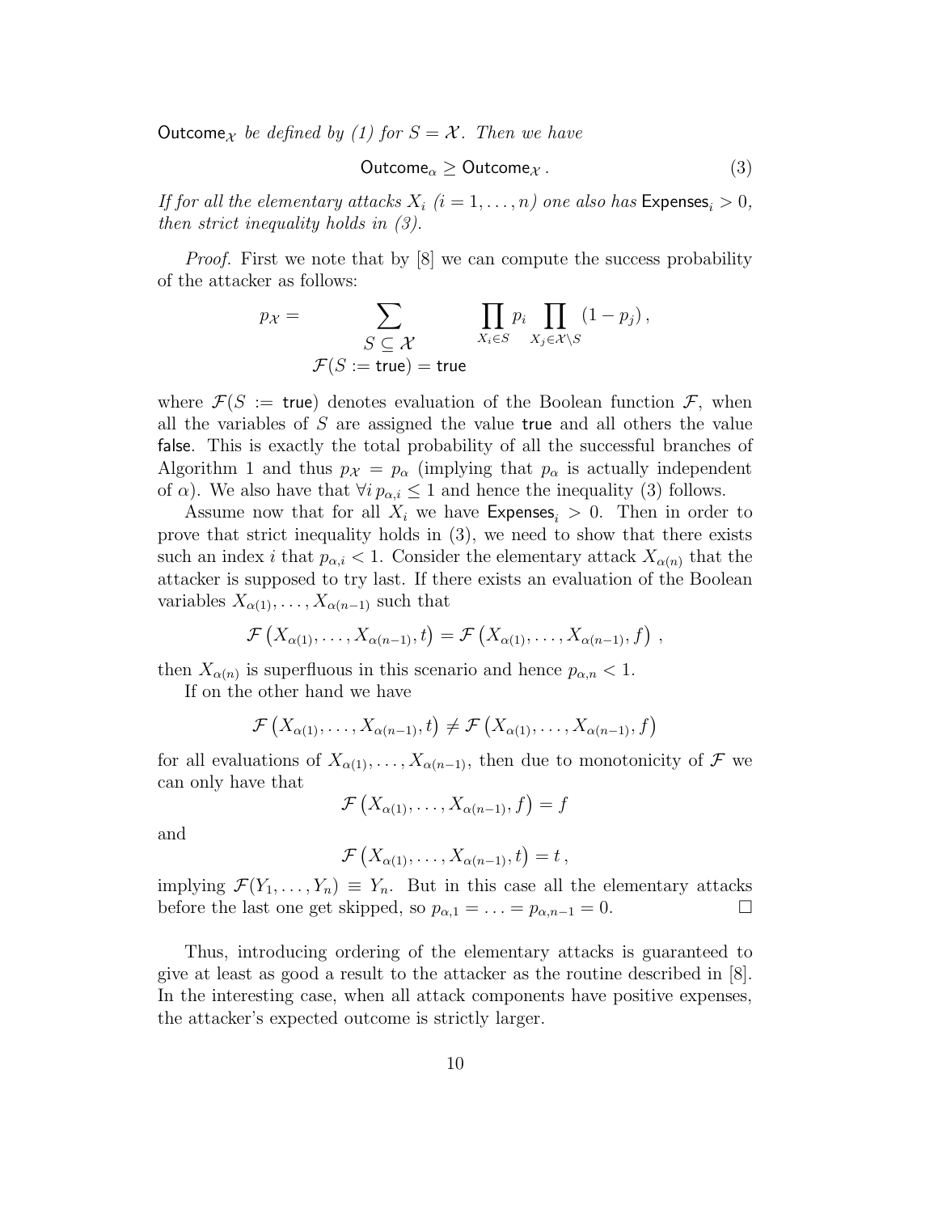$\mathsf{Outcome}_{\mathcal{X}}$ *be defined by (1) for* $S = \mathcal{X}$*. Then we have*

$$\mathsf{Outcome}_{\alpha} \geq \mathsf{Outcome}_{\mathcal{X}} \,. \tag{3}$$

*If for all the elementary attacks* $X_i$ $(i = 1, \ldots, n)$ *one also has* $\mathsf{Expenses}_i > 0$*, then strict inequality holds in (3).*

*Proof.* First we note that by [8] we can compute the success probability of the attacker as follows:

$$p_{\mathcal{X}} = \sum_{\substack{S \subseteq \mathcal{X} \\ \mathcal{F}(S := \mathsf{true}) = \mathsf{true}}} \prod_{X_i \in S} p_i \prod_{X_j \in \mathcal{X} \setminus S} (1 - p_j) \,,$$

where $\mathcal{F}(S := \mathsf{true})$ denotes evaluation of the Boolean function $\mathcal{F}$, when all the variables of $S$ are assigned the value $\mathsf{true}$ and all others the value $\mathsf{false}$. This is exactly the total probability of all the successful branches of Algorithm 1 and thus $p_{\mathcal{X}} = p_{\alpha}$ (implying that $p_{\alpha}$ is actually independent of $\alpha$). We also have that $\forall i \, p_{\alpha,i} \leq 1$ and hence the inequality (3) follows.

Assume now that for all $X_i$ we have $\mathsf{Expenses}_i > 0$. Then in order to prove that strict inequality holds in (3), we need to show that there exists such an index $i$ that $p_{\alpha,i} < 1$. Consider the elementary attack $X_{\alpha(n)}$ that the attacker is supposed to try last. If there exists an evaluation of the Boolean variables $X_{\alpha(1)}, \ldots, X_{\alpha(n-1)}$ such that

$$\mathcal{F}\left(X_{\alpha(1)}, \ldots, X_{\alpha(n-1)}, t\right) = \mathcal{F}\left(X_{\alpha(1)}, \ldots, X_{\alpha(n-1)}, f\right) \,,$$

then $X_{\alpha(n)}$ is superfluous in this scenario and hence $p_{\alpha,n} < 1$.

If on the other hand we have

$$\mathcal{F}\left(X_{\alpha(1)}, \ldots, X_{\alpha(n-1)}, t\right) \neq \mathcal{F}\left(X_{\alpha(1)}, \ldots, X_{\alpha(n-1)}, f\right)$$

for all evaluations of $X_{\alpha(1)}, \ldots, X_{\alpha(n-1)}$, then due to monotonicity of $\mathcal{F}$ we can only have that

$$\mathcal{F}\left(X_{\alpha(1)}, \ldots, X_{\alpha(n-1)}, f\right) = f$$

and

$$\mathcal{F}\left(X_{\alpha(1)}, \ldots, X_{\alpha(n-1)}, t\right) = t \,,$$

implying $\mathcal{F}(Y_1, \ldots, Y_n) \equiv Y_n$. But in this case all the elementary attacks before the last one get skipped, so $p_{\alpha,1} = \ldots = p_{\alpha,n-1} = 0$. $\square$

Thus, introducing ordering of the elementary attacks is guaranteed to give at least as good a result to the attacker as the routine described in [8]. In the interesting case, when all attack components have positive expenses, the attacker's expected outcome is strictly larger.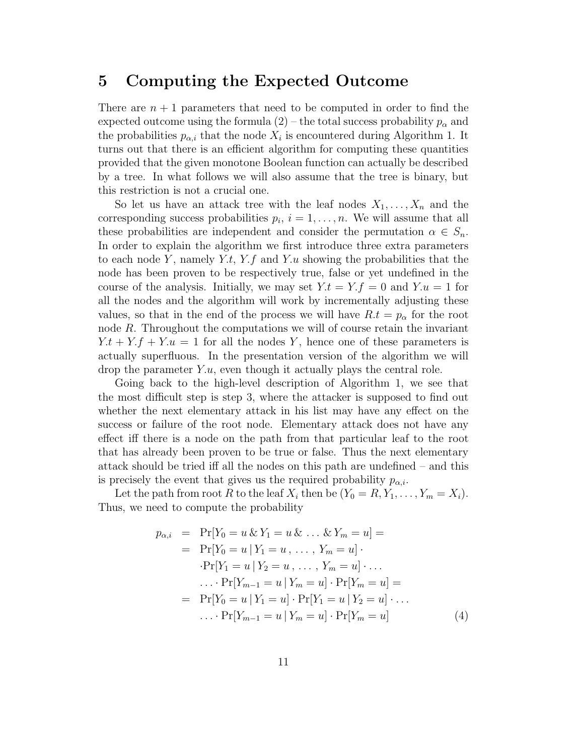# 5 Computing the Expected Outcome

There are $n+1$ parameters that need to be computed in order to find the expected outcome using the formula (2) – the total success probability $p_\alpha$ and the probabilities $p_{\alpha,i}$ that the node $X_i$ is encountered during Algorithm 1. It turns out that there is an efficient algorithm for computing these quantities provided that the given monotone Boolean function can actually be described by a tree. In what follows we will also assume that the tree is binary, but this restriction is not a crucial one.

So let us have an attack tree with the leaf nodes $X_1, \ldots, X_n$ and the corresponding success probabilities $p_i$, $i = 1, \ldots, n$. We will assume that all these probabilities are independent and consider the permutation $\alpha \in S_n$. In order to explain the algorithm we first introduce three extra parameters to each node $Y$, namely $Y.t$, $Y.f$ and $Y.u$ showing the probabilities that the node has been proven to be respectively true, false or yet undefined in the course of the analysis. Initially, we may set $Y.t = Y.f = 0$ and $Y.u = 1$ for all the nodes and the algorithm will work by incrementally adjusting these values, so that in the end of the process we will have $R.t = p_\alpha$ for the root node $R$. Throughout the computations we will of course retain the invariant $Y.t + Y.f + Y.u = 1$ for all the nodes $Y$, hence one of these parameters is actually superfluous. In the presentation version of the algorithm we will drop the parameter $Y.u$, even though it actually plays the central role.

Going back to the high-level description of Algorithm 1, we see that the most difficult step is step 3, where the attacker is supposed to find out whether the next elementary attack in his list may have any effect on the success or failure of the root node. Elementary attack does not have any effect iff there is a node on the path from that particular leaf to the root that has already been proven to be true or false. Thus the next elementary attack should be tried iff all the nodes on this path are undefined – and this is precisely the event that gives us the required probability $p_{\alpha,i}$.

Let the path from root $R$ to the leaf $X_i$ then be $(Y_0 = R, Y_1, \ldots, Y_m = X_i)$. Thus, we need to compute the probability

$$
\begin{aligned}
p_{\alpha,i} &= \Pr[Y_0 = u \,\&\, Y_1 = u \,\&\, \ldots \,\&\, Y_m = u] = \\
&= \Pr[Y_0 = u \,|\, Y_1 = u\,,\, \ldots\,,\, Y_m = u] \cdot \\
&\quad \cdot \Pr[Y_1 = u \,|\, Y_2 = u\,,\, \ldots\,,\, Y_m = u] \cdot \ldots \\
&\quad \ldots \cdot \Pr[Y_{m-1} = u \,|\, Y_m = u] \cdot \Pr[Y_m = u] = \\
&= \Pr[Y_0 = u \,|\, Y_1 = u] \cdot \Pr[Y_1 = u \,|\, Y_2 = u] \cdot \ldots \\
&\quad \ldots \cdot \Pr[Y_{m-1} = u \,|\, Y_m = u] \cdot \Pr[Y_m = u] \qquad (4)
\end{aligned}
$$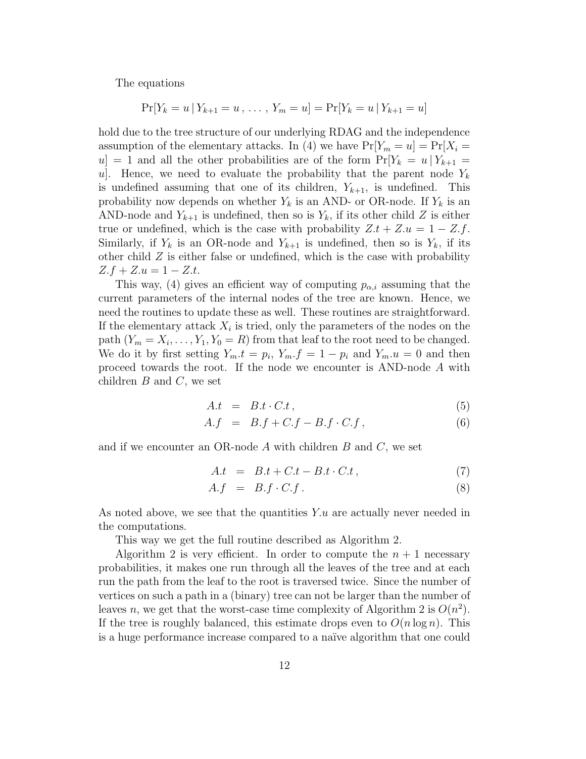The equations

$$\Pr[Y_k = u \,|\, Y_{k+1} = u\,,\ \ldots\,,\ Y_m = u] = \Pr[Y_k = u \,|\, Y_{k+1} = u]$$

hold due to the tree structure of our underlying RDAG and the independence assumption of the elementary attacks. In (4) we have $\Pr[Y_m = u] = \Pr[X_i = u] = 1$ and all the other probabilities are of the form $\Pr[Y_k = u \,|\, Y_{k+1} = u]$. Hence, we need to evaluate the probability that the parent node $Y_k$ is undefined assuming that one of its children, $Y_{k+1}$, is undefined. This probability now depends on whether $Y_k$ is an AND- or OR-node. If $Y_k$ is an AND-node and $Y_{k+1}$ is undefined, then so is $Y_k$, if its other child $Z$ is either true or undefined, which is the case with probability $Z.t + Z.u = 1 - Z.f$. Similarly, if $Y_k$ is an OR-node and $Y_{k+1}$ is undefined, then so is $Y_k$, if its other child $Z$ is either false or undefined, which is the case with probability $Z.f + Z.u = 1 - Z.t$.

This way, (4) gives an efficient way of computing $p_{\alpha,i}$ assuming that the current parameters of the internal nodes of the tree are known. Hence, we need the routines to update these as well. These routines are straightforward. If the elementary attack $X_i$ is tried, only the parameters of the nodes on the path $(Y_m = X_i, \ldots, Y_1, Y_0 = R)$ from that leaf to the root need to be changed. We do it by first setting $Y_m.t = p_i$, $Y_m.f = 1 - p_i$ and $Y_m.u = 0$ and then proceed towards the root. If the node we encounter is AND-node $A$ with children $B$ and $C$, we set

$$A.t \;=\; B.t \cdot C.t\,, \tag{5}$$

$$A.f \;=\; B.f + C.f - B.f \cdot C.f\,, \tag{6}$$

and if we encounter an OR-node $A$ with children $B$ and $C$, we set

$$A.t \;=\; B.t + C.t - B.t \cdot C.t\,, \tag{7}$$

$$A.f \;=\; B.f \cdot C.f\,. \tag{8}$$

As noted above, we see that the quantities $Y.u$ are actually never needed in the computations.

This way we get the full routine described as Algorithm 2.

Algorithm 2 is very efficient. In order to compute the $n + 1$ necessary probabilities, it makes one run through all the leaves of the tree and at each run the path from the leaf to the root is traversed twice. Since the number of vertices on such a path in a (binary) tree can not be larger than the number of leaves $n$, we get that the worst-case time complexity of Algorithm 2 is $O(n^2)$. If the tree is roughly balanced, this estimate drops even to $O(n \log n)$. This is a huge performance increase compared to a naïve algorithm that one could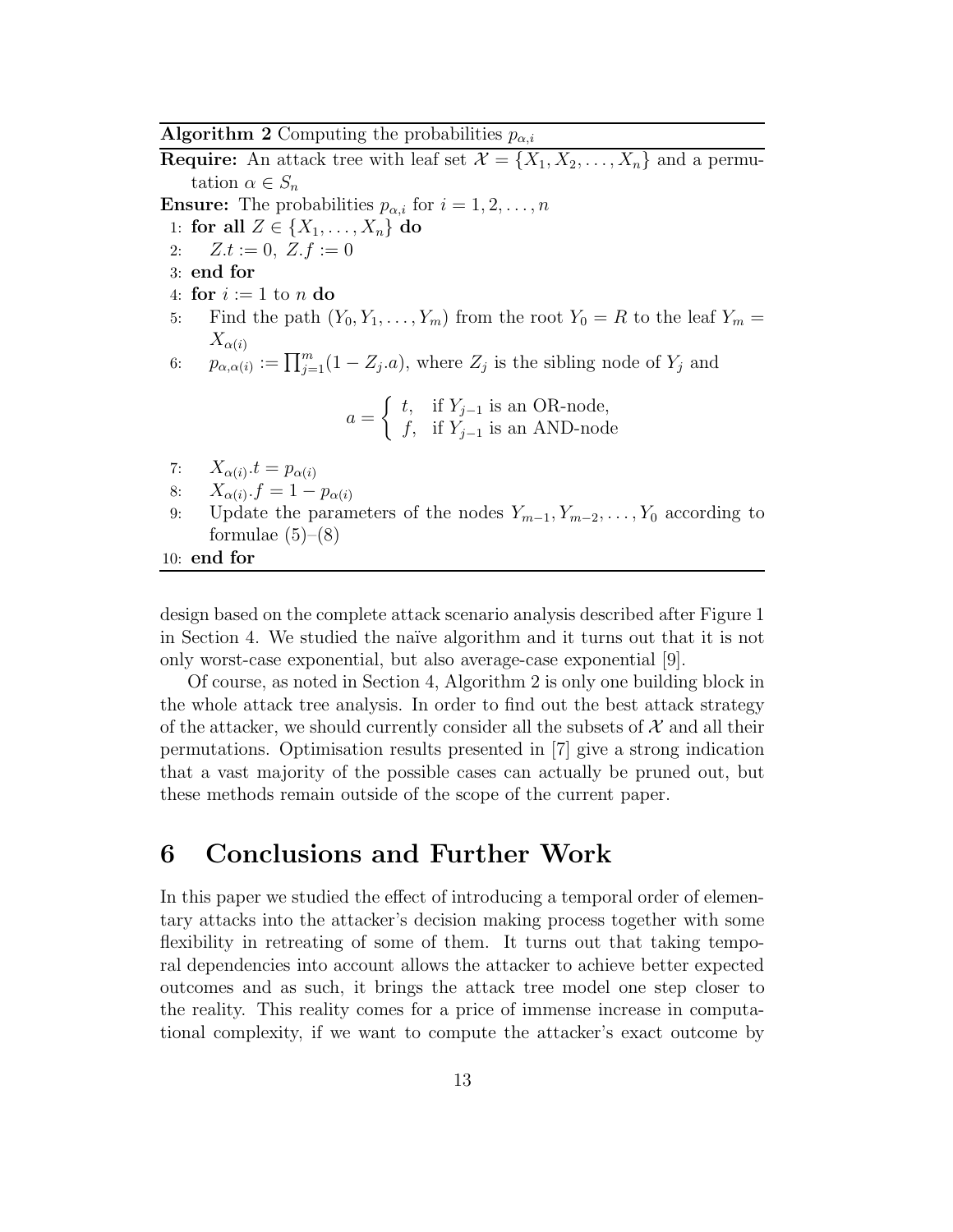**Algorithm 2** Computing the probabilities $p_{\alpha,i}$

**Require:** An attack tree with leaf set $\mathcal{X} = \{X_1, X_2, \ldots, X_n\}$ and a permutation $\alpha \in S_n$

**Ensure:** The probabilities $p_{\alpha,i}$ for $i = 1, 2, \ldots, n$

```
1: for all Z ∈ {X_1, ..., X_n} do
2:     Z.t := 0, Z.f := 0
3: end for
4: for i := 1 to n do
5:     Find the path (Y_0, Y_1, ..., Y_m) from the root Y_0 = R to the leaf Y_m = X_α(i)
6:     p_α,α(i) := ∏_{j=1}^{m} (1 − Z_j.a), where Z_j is the sibling node of Y_j and
           a = t, if Y_{j−1} is an OR-node,
               f, if Y_{j−1} is an AND-node
7:     X_α(i).t = p_α(i)
8:     X_α(i).f = 1 − p_α(i)
9:     Update the parameters of the nodes Y_{m−1}, Y_{m−2}, ..., Y_0 according to formulae (5)–(8)
10: end for
```

In line 6:

$$p_{\alpha,\alpha(i)} := \prod_{j=1}^{m}(1 - Z_j.a), \quad a = \begin{cases} t, & \text{if } Y_{j-1} \text{ is an OR-node,} \\ f, & \text{if } Y_{j-1} \text{ is an AND-node} \end{cases}$$

design based on the complete attack scenario analysis described after Figure 1 in Section 4. We studied the naïve algorithm and it turns out that it is not only worst-case exponential, but also average-case exponential [9].

Of course, as noted in Section 4, Algorithm 2 is only one building block in the whole attack tree analysis. In order to find out the best attack strategy of the attacker, we should currently consider all the subsets of $\mathcal{X}$ and all their permutations. Optimisation results presented in [7] give a strong indication that a vast majority of the possible cases can actually be pruned out, but these methods remain outside of the scope of the current paper.

# 6 Conclusions and Further Work

In this paper we studied the effect of introducing a temporal order of elementary attacks into the attacker's decision making process together with some flexibility in retreating of some of them. It turns out that taking temporal dependencies into account allows the attacker to achieve better expected outcomes and as such, it brings the attack tree model one step closer to the reality. This reality comes for a price of immense increase in computational complexity, if we want to compute the attacker's exact outcome by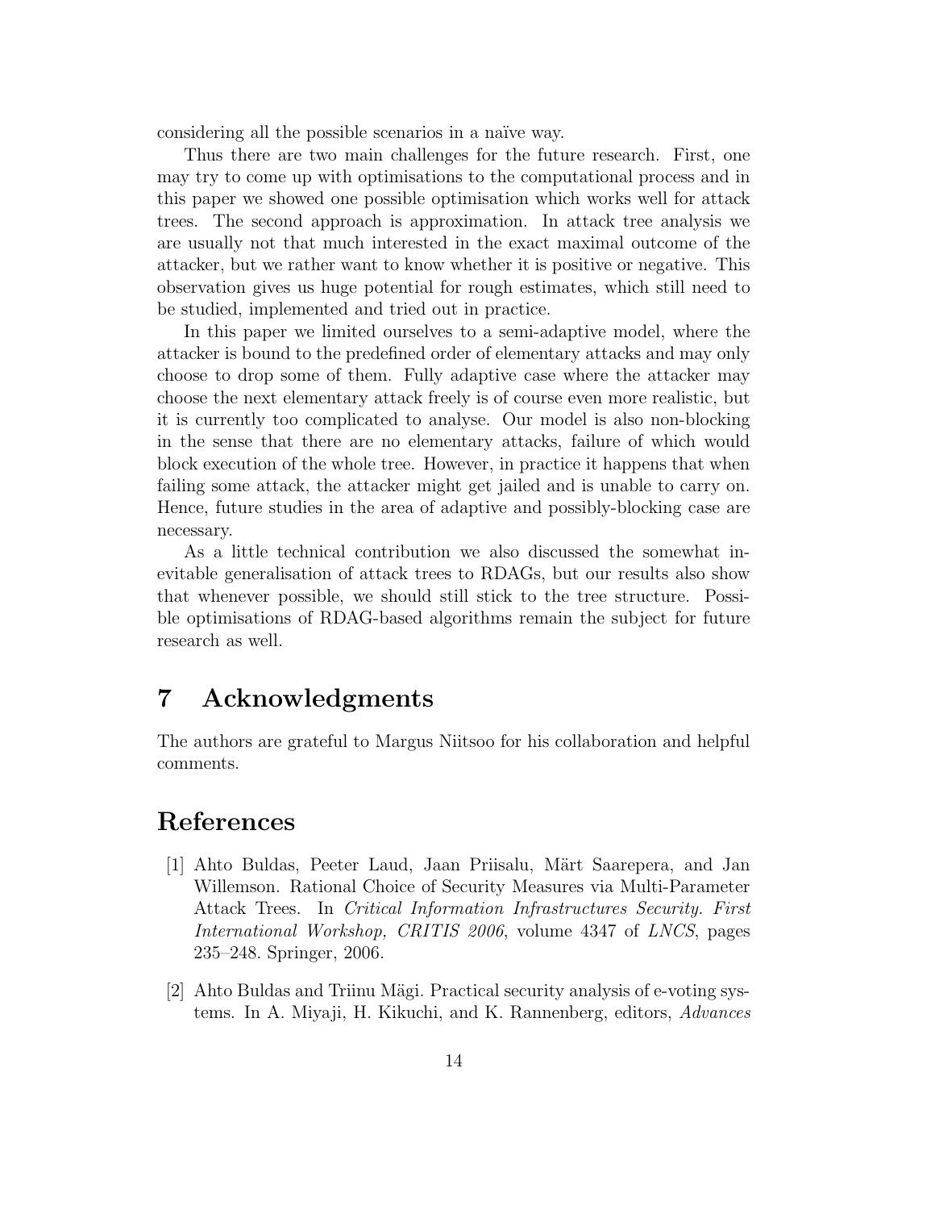considering all the possible scenarios in a naïve way.

Thus there are two main challenges for the future research. First, one may try to come up with optimisations to the computational process and in this paper we showed one possible optimisation which works well for attack trees. The second approach is approximation. In attack tree analysis we are usually not that much interested in the exact maximal outcome of the attacker, but we rather want to know whether it is positive or negative. This observation gives us huge potential for rough estimates, which still need to be studied, implemented and tried out in practice.

In this paper we limited ourselves to a semi-adaptive model, where the attacker is bound to the predefined order of elementary attacks and may only choose to drop some of them. Fully adaptive case where the attacker may choose the next elementary attack freely is of course even more realistic, but it is currently too complicated to analyse. Our model is also non-blocking in the sense that there are no elementary attacks, failure of which would block execution of the whole tree. However, in practice it happens that when failing some attack, the attacker might get jailed and is unable to carry on. Hence, future studies in the area of adaptive and possibly-blocking case are necessary.

As a little technical contribution we also discussed the somewhat inevitable generalisation of attack trees to RDAGs, but our results also show that whenever possible, we should still stick to the tree structure. Possible optimisations of RDAG-based algorithms remain the subject for future research as well.

# 7 Acknowledgments

The authors are grateful to Margus Niitsoo for his collaboration and helpful comments.

# References

[1] Ahto Buldas, Peeter Laud, Jaan Priisalu, Märt Saarepera, and Jan Willemson. Rational Choice of Security Measures via Multi-Parameter Attack Trees. In *Critical Information Infrastructures Security. First International Workshop, CRITIS 2006*, volume 4347 of *LNCS*, pages 235–248. Springer, 2006.

[2] Ahto Buldas and Triinu Mägi. Practical security analysis of e-voting systems. In A. Miyaji, H. Kikuchi, and K. Rannenberg, editors, *Advances*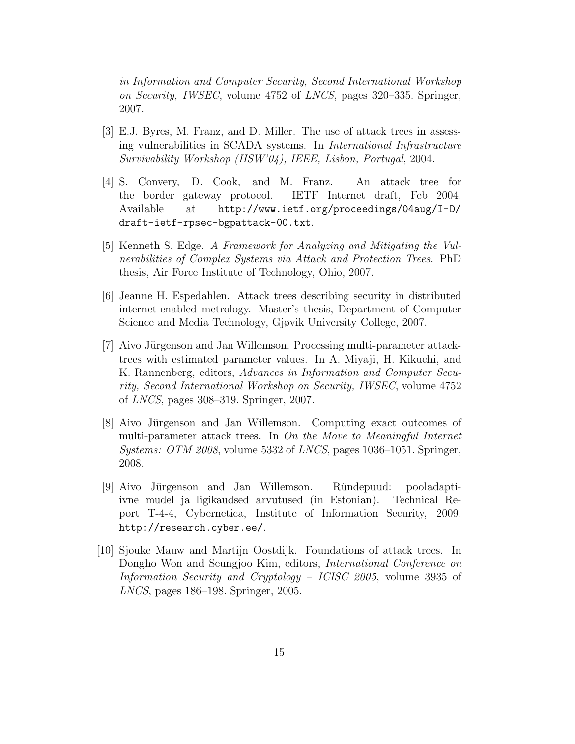*in Information and Computer Security, Second International Workshop on Security, IWSEC*, volume 4752 of *LNCS*, pages 320–335. Springer, 2007.

[3] E.J. Byres, M. Franz, and D. Miller. The use of attack trees in assessing vulnerabilities in SCADA systems. In *International Infrastructure Survivability Workshop (IISW'04), IEEE, Lisbon, Portugal*, 2004.

[4] S. Convery, D. Cook, and M. Franz. An attack tree for the border gateway protocol. IETF Internet draft, Feb 2004. Available at `http://www.ietf.org/proceedings/04aug/I-D/draft-ietf-rpsec-bgpattack-00.txt`.

[5] Kenneth S. Edge. *A Framework for Analyzing and Mitigating the Vulnerabilities of Complex Systems via Attack and Protection Trees*. PhD thesis, Air Force Institute of Technology, Ohio, 2007.

[6] Jeanne H. Espedahlen. Attack trees describing security in distributed internet-enabled metrology. Master's thesis, Department of Computer Science and Media Technology, Gjøvik University College, 2007.

[7] Aivo Jürgenson and Jan Willemson. Processing multi-parameter attacktrees with estimated parameter values. In A. Miyaji, H. Kikuchi, and K. Rannenberg, editors, *Advances in Information and Computer Security, Second International Workshop on Security, IWSEC*, volume 4752 of *LNCS*, pages 308–319. Springer, 2007.

[8] Aivo Jürgenson and Jan Willemson. Computing exact outcomes of multi-parameter attack trees. In *On the Move to Meaningful Internet Systems: OTM 2008*, volume 5332 of *LNCS*, pages 1036–1051. Springer, 2008.

[9] Aivo Jürgenson and Jan Willemson. Ründepuud: pooladaptiivne mudel ja ligikaudsed arvutused (in Estonian). Technical Report T-4-4, Cybernetica, Institute of Information Security, 2009. `http://research.cyber.ee/`.

[10] Sjouke Mauw and Martijn Oostdijk. Foundations of attack trees. In Dongho Won and Seungjoo Kim, editors, *International Conference on Information Security and Cryptology – ICISC 2005*, volume 3935 of *LNCS*, pages 186–198. Springer, 2005.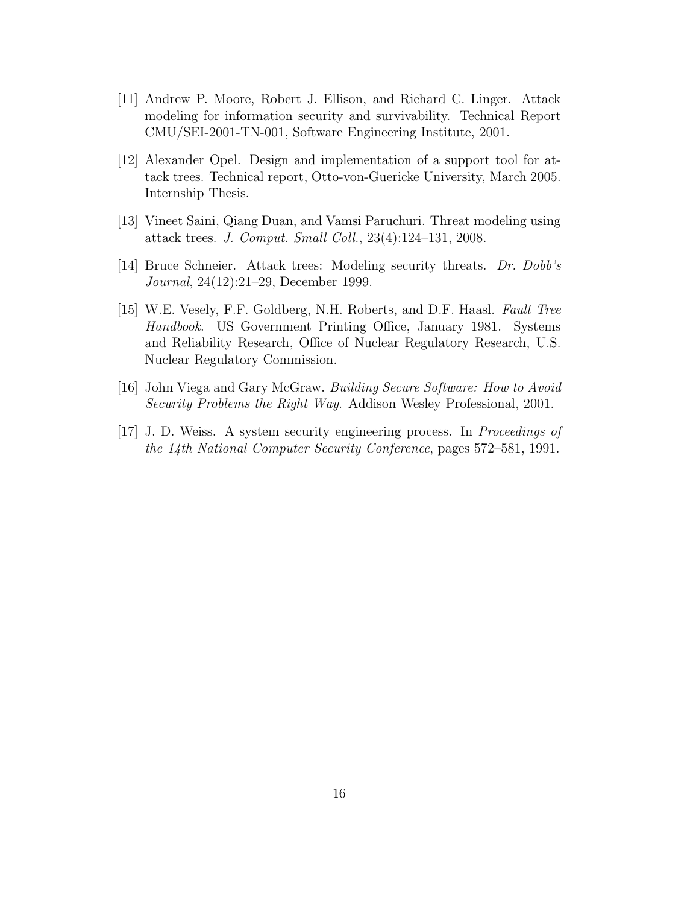[11] Andrew P. Moore, Robert J. Ellison, and Richard C. Linger. Attack modeling for information security and survivability. Technical Report CMU/SEI-2001-TN-001, Software Engineering Institute, 2001.

[12] Alexander Opel. Design and implementation of a support tool for attack trees. Technical report, Otto-von-Guericke University, March 2005. Internship Thesis.

[13] Vineet Saini, Qiang Duan, and Vamsi Paruchuri. Threat modeling using attack trees. *J. Comput. Small Coll.*, 23(4):124–131, 2008.

[14] Bruce Schneier. Attack trees: Modeling security threats. *Dr. Dobb's Journal*, 24(12):21–29, December 1999.

[15] W.E. Vesely, F.F. Goldberg, N.H. Roberts, and D.F. Haasl. *Fault Tree Handbook*. US Government Printing Office, January 1981. Systems and Reliability Research, Office of Nuclear Regulatory Research, U.S. Nuclear Regulatory Commission.

[16] John Viega and Gary McGraw. *Building Secure Software: How to Avoid Security Problems the Right Way*. Addison Wesley Professional, 2001.

[17] J. D. Weiss. A system security engineering process. In *Proceedings of the 14th National Computer Security Conference*, pages 572–581, 1991.